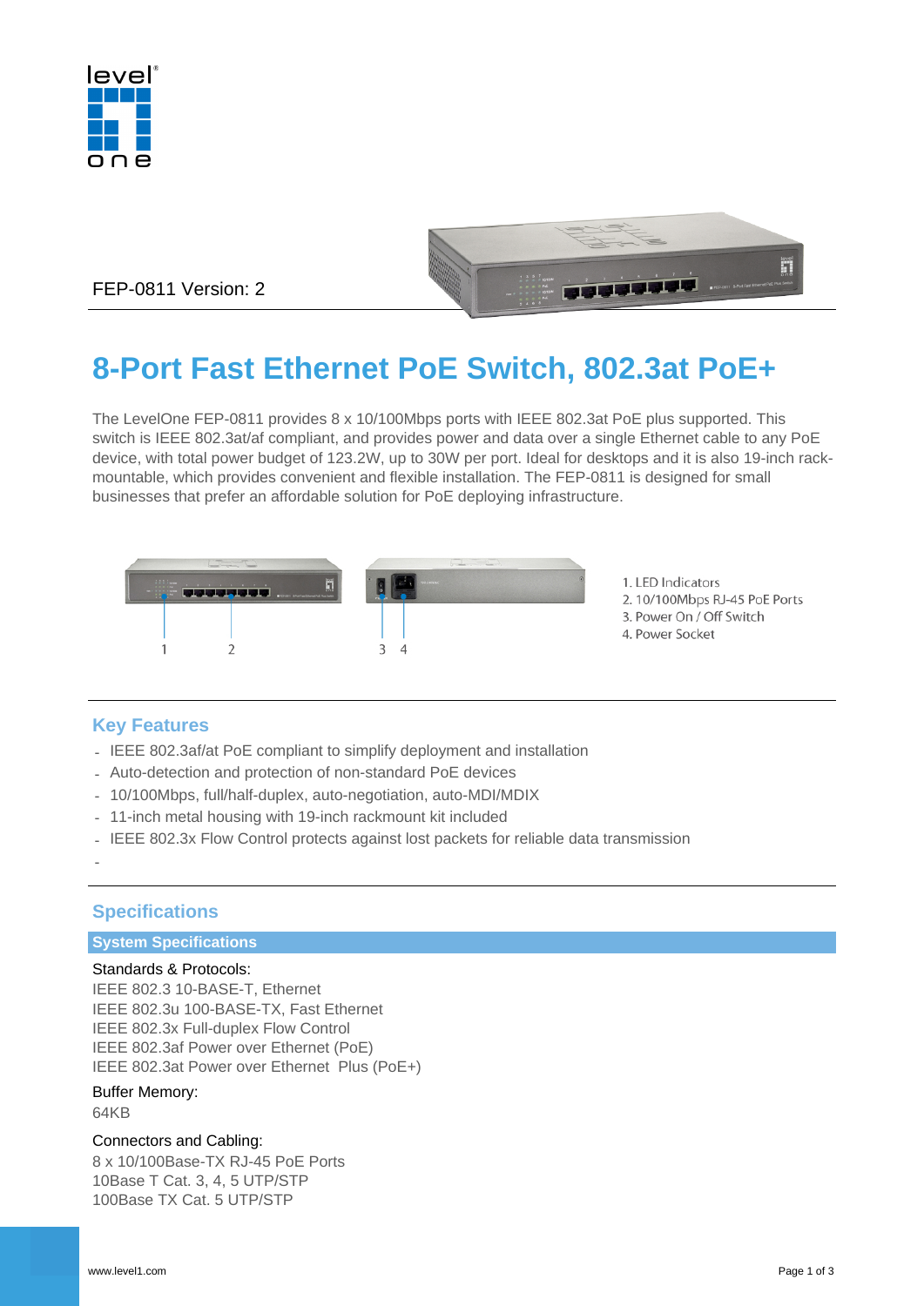FEP-0811 Version: 2

# 8-Port Fast Ethernet PoE Switch, 802.3at PoE+

The LevelOne FEP-0811 provides 8 x 10/100Mbps ports with IEEE 802.3at PoE plus supported. This switch is IEEE 802.3at/af compliant, and provides power and data over a single Ethernet cable to any PoE device, with total power budget of 123.2W, up to 30W per port. Ideal for desktops and it is also 19-inch rack-mountable, which provides convenient and flexible installation. The FEP-0811 is designed for small businesses that prefer an affordable solution for PoE deploying infrastructure.

1. LED Indicators
2. 10/100Mbps RJ-45 PoE Ports
3. Power On / Off Switch
4. Power Socket

## Key Features

- IEEE 802.3af/at PoE compliant to simplify deployment and installation
- Auto-detection and protection of non-standard PoE devices
- 10/100Mbps, full/half-duplex, auto-negotiation, auto-MDI/MDIX
- 11-inch metal housing with 19-inch rackmount kit included
- IEEE 802.3x Flow Control protects against lost packets for reliable data transmission
-

## Specifications

### System Specifications

Standards & Protocols:
IEEE 802.3 10-BASE-T, Ethernet
IEEE 802.3u 100-BASE-TX, Fast Ethernet
IEEE 802.3x Full-duplex Flow Control
IEEE 802.3af Power over Ethernet (PoE)
IEEE 802.3at Power over Ethernet Plus (PoE+)

Buffer Memory:
64KB

Connectors and Cabling:
8 x 10/100Base-TX RJ-45 PoE Ports
10Base T Cat. 3, 4, 5 UTP/STP
100Base TX Cat. 5 UTP/STP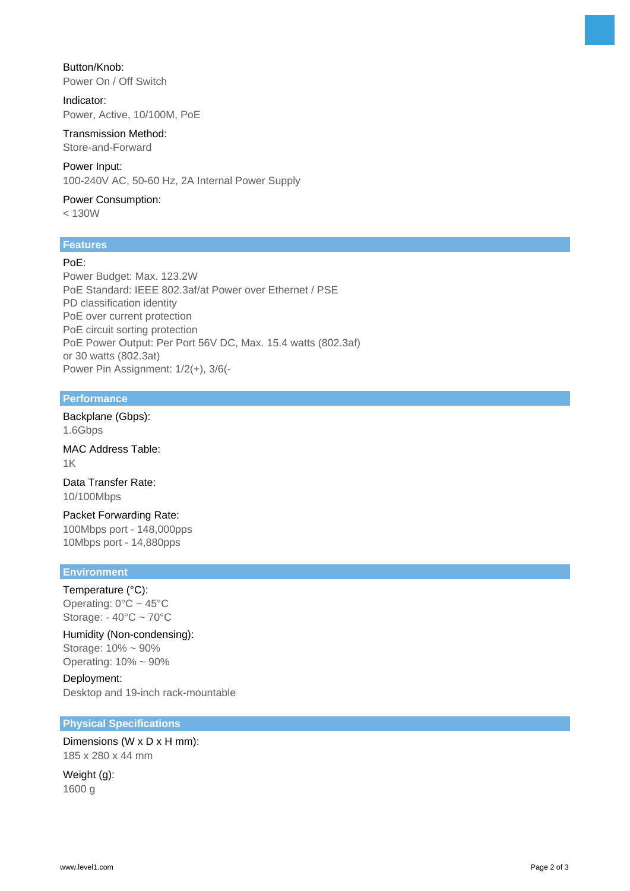Button/Knob:
Power On / Off Switch

Indicator:
Power, Active, 10/100M, PoE

Transmission Method:
Store-and-Forward

Power Input:
100-240V AC, 50-60 Hz, 2A Internal Power Supply

Power Consumption:
< 130W

## Features

PoE:
Power Budget: Max. 123.2W
PoE Standard: IEEE 802.3af/at Power over Ethernet / PSE
PD classification identity
PoE over current protection
PoE circuit sorting protection
PoE Power Output: Per Port 56V DC, Max. 15.4 watts (802.3af) or 30 watts (802.3at)
Power Pin Assignment: 1/2(+), 3/6(-

## Performance

Backplane (Gbps):
1.6Gbps

MAC Address Table:
1K

Data Transfer Rate:
10/100Mbps

Packet Forwarding Rate:
100Mbps port - 148,000pps
10Mbps port - 14,880pps

## Environment

Temperature (°C):
Operating: 0°C ~ 45°C
Storage: - 40°C ~ 70°C

Humidity (Non-condensing):
Storage: 10% ~ 90%
Operating: 10% ~ 90%

Deployment:
Desktop and 19-inch rack-mountable

## Physical Specifications

Dimensions (W x D x H mm):
185 x 280 x 44 mm

Weight (g):
1600 g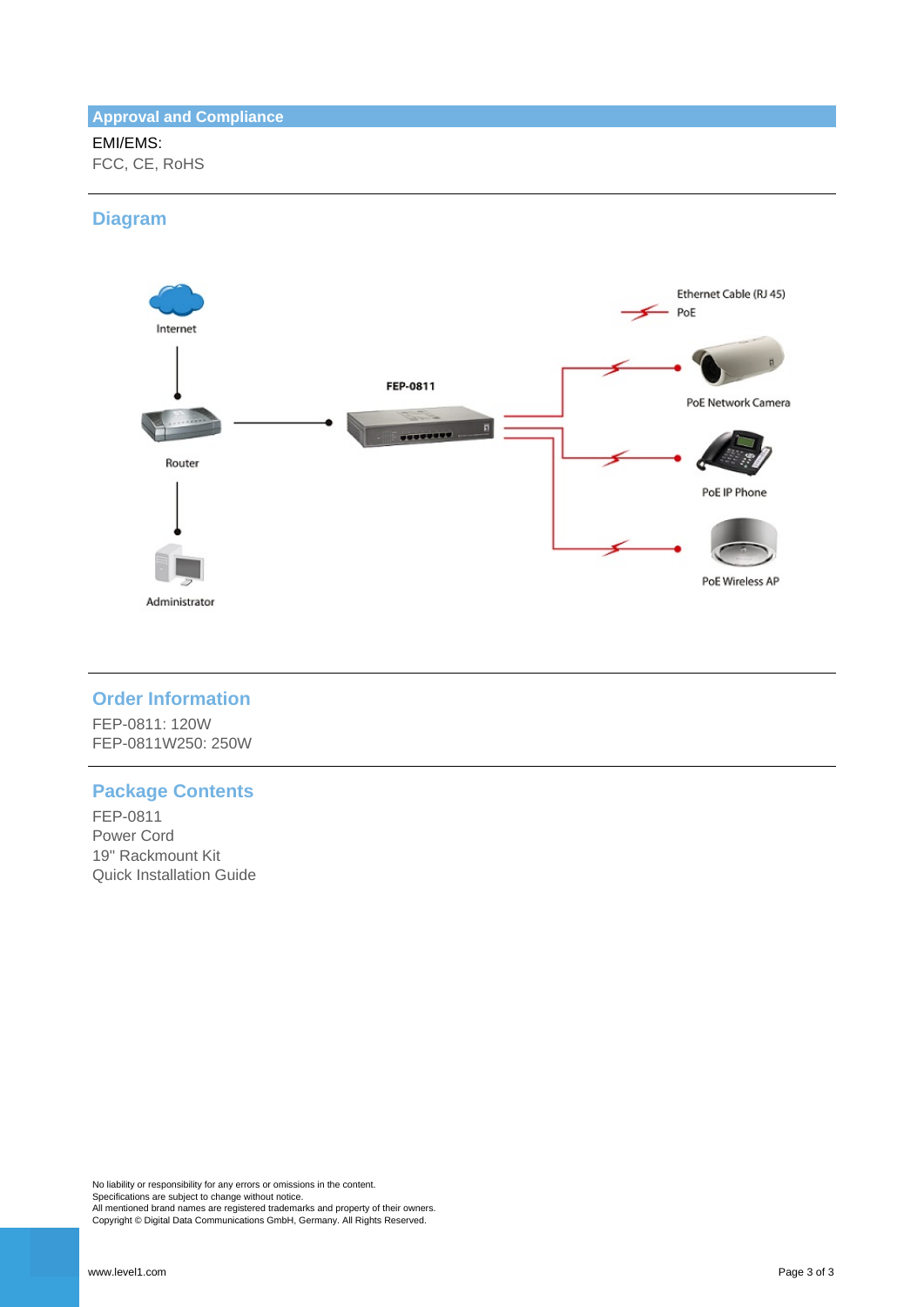## Approval and Compliance

EMI/EMS:
FCC, CE, RoHS

## Diagram

Internet

Router

Administrator

FEP-0811

Ethernet Cable (RJ 45)
PoE

PoE Network Camera

PoE IP Phone

PoE Wireless AP

## Order Information

FEP-0811: 120W
FEP-0811W250: 250W

## Package Contents

FEP-0811
Power Cord
19" Rackmount Kit
Quick Installation Guide

No liability or responsibility for any errors or omissions in the content.
Specifications are subject to change without notice.
All mentioned brand names are registered trademarks and property of their owners.
Copyright © Digital Data Communications GmbH, Germany. All Rights Reserved.

www.level1.com